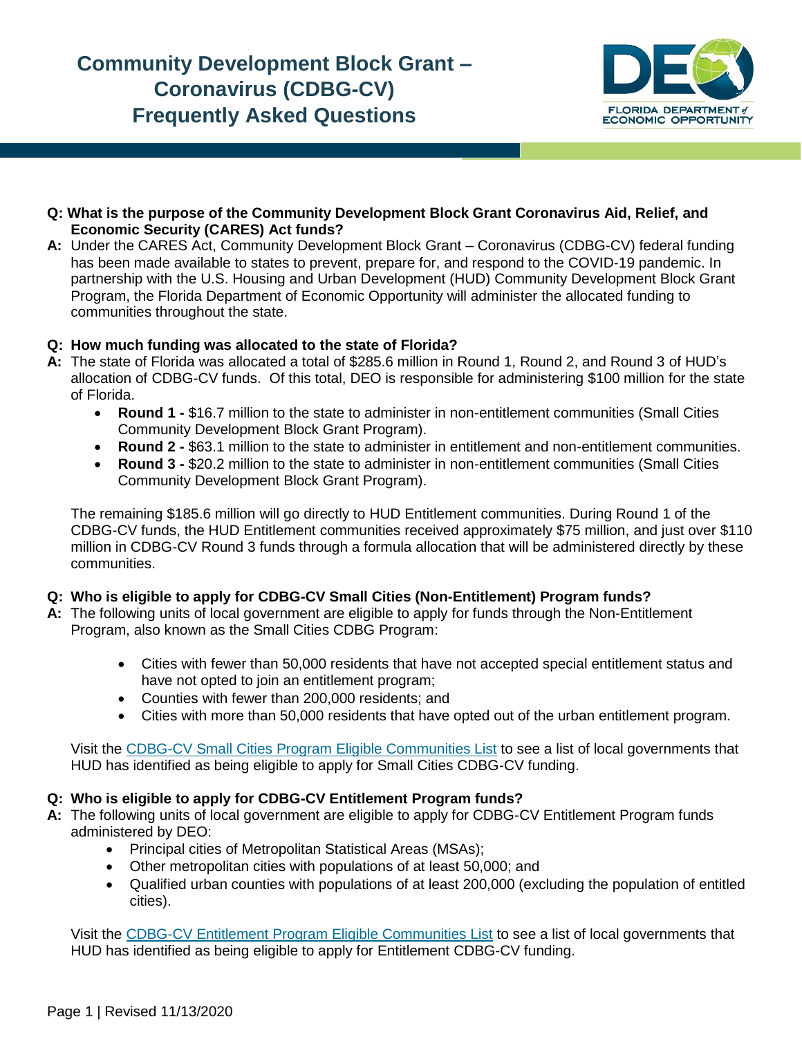# Community Development Block Grant – Coronavirus (CDBG-CV) Frequently Asked Questions

**Q: What is the purpose of the Community Development Block Grant Coronavirus Aid, Relief, and Economic Security (CARES) Act funds?**

**A:** Under the CARES Act, Community Development Block Grant – Coronavirus (CDBG-CV) federal funding has been made available to states to prevent, prepare for, and respond to the COVID-19 pandemic. In partnership with the U.S. Housing and Urban Development (HUD) Community Development Block Grant Program, the Florida Department of Economic Opportunity will administer the allocated funding to communities throughout the state.

**Q: How much funding was allocated to the state of Florida?**

**A:** The state of Florida was allocated a total of $285.6 million in Round 1, Round 2, and Round 3 of HUD's allocation of CDBG-CV funds. Of this total, DEO is responsible for administering $100 million for the state of Florida.

- **Round 1 -** $16.7 million to the state to administer in non-entitlement communities (Small Cities Community Development Block Grant Program).
- **Round 2 -** $63.1 million to the state to administer in entitlement and non-entitlement communities.
- **Round 3 -** $20.2 million to the state to administer in non-entitlement communities (Small Cities Community Development Block Grant Program).

The remaining $185.6 million will go directly to HUD Entitlement communities. During Round 1 of the CDBG-CV funds, the HUD Entitlement communities received approximately $75 million, and just over $110 million in CDBG-CV Round 3 funds through a formula allocation that will be administered directly by these communities.

**Q: Who is eligible to apply for CDBG-CV Small Cities (Non-Entitlement) Program funds?**

**A:** The following units of local government are eligible to apply for funds through the Non-Entitlement Program, also known as the Small Cities CDBG Program:

- Cities with fewer than 50,000 residents that have not accepted special entitlement status and have not opted to join an entitlement program;
- Counties with fewer than 200,000 residents; and
- Cities with more than 50,000 residents that have opted out of the urban entitlement program.

Visit the CDBG-CV Small Cities Program Eligible Communities List to see a list of local governments that HUD has identified as being eligible to apply for Small Cities CDBG-CV funding.

**Q: Who is eligible to apply for CDBG-CV Entitlement Program funds?**

**A:** The following units of local government are eligible to apply for CDBG-CV Entitlement Program funds administered by DEO:

- Principal cities of Metropolitan Statistical Areas (MSAs);
- Other metropolitan cities with populations of at least 50,000; and
- Qualified urban counties with populations of at least 200,000 (excluding the population of entitled cities).

Visit the CDBG-CV Entitlement Program Eligible Communities List to see a list of local governments that HUD has identified as being eligible to apply for Entitlement CDBG-CV funding.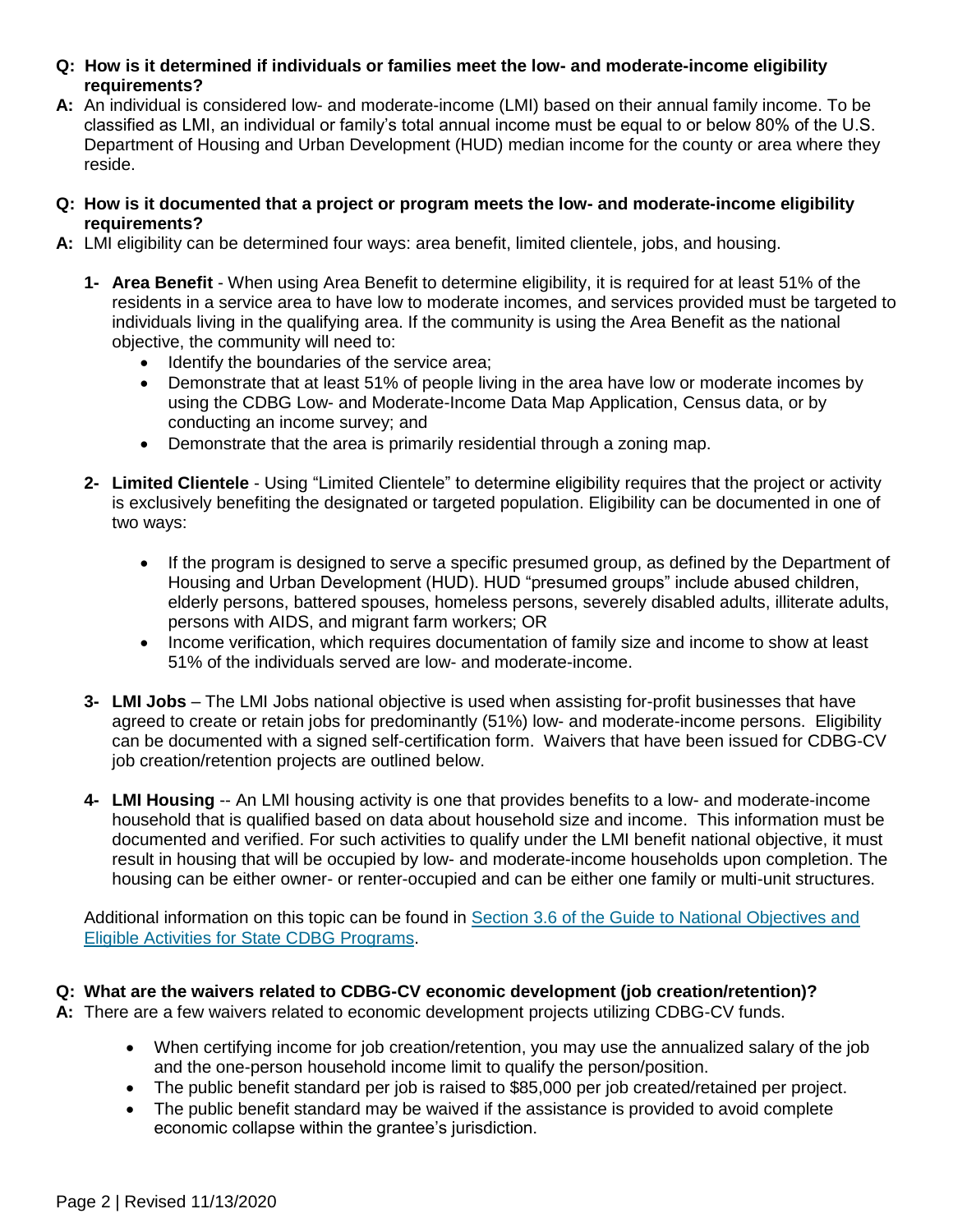**Q: How is it determined if individuals or families meet the low- and moderate-income eligibility requirements?**

**A:** An individual is considered low- and moderate-income (LMI) based on their annual family income. To be classified as LMI, an individual or family's total annual income must be equal to or below 80% of the U.S. Department of Housing and Urban Development (HUD) median income for the county or area where they reside.

**Q: How is it documented that a project or program meets the low- and moderate-income eligibility requirements?**

**A:** LMI eligibility can be determined four ways: area benefit, limited clientele, jobs, and housing.

1- **Area Benefit** - When using Area Benefit to determine eligibility, it is required for at least 51% of the residents in a service area to have low to moderate incomes, and services provided must be targeted to individuals living in the qualifying area. If the community is using the Area Benefit as the national objective, the community will need to:
   - Identify the boundaries of the service area;
   - Demonstrate that at least 51% of people living in the area have low or moderate incomes by using the CDBG Low- and Moderate-Income Data Map Application, Census data, or by conducting an income survey; and
   - Demonstrate that the area is primarily residential through a zoning map.

2- **Limited Clientele** - Using "Limited Clientele" to determine eligibility requires that the project or activity is exclusively benefiting the designated or targeted population. Eligibility can be documented in one of two ways:
   - If the program is designed to serve a specific presumed group, as defined by the Department of Housing and Urban Development (HUD). HUD "presumed groups" include abused children, elderly persons, battered spouses, homeless persons, severely disabled adults, illiterate adults, persons with AIDS, and migrant farm workers; OR
   - Income verification, which requires documentation of family size and income to show at least 51% of the individuals served are low- and moderate-income.

3- **LMI Jobs** – The LMI Jobs national objective is used when assisting for-profit businesses that have agreed to create or retain jobs for predominantly (51%) low- and moderate-income persons. Eligibility can be documented with a signed self-certification form. Waivers that have been issued for CDBG-CV job creation/retention projects are outlined below.

4- **LMI Housing** -- An LMI housing activity is one that provides benefits to a low- and moderate-income household that is qualified based on data about household size and income. This information must be documented and verified. For such activities to qualify under the LMI benefit national objective, it must result in housing that will be occupied by low- and moderate-income households upon completion. The housing can be either owner- or renter-occupied and can be either one family or multi-unit structures.

Additional information on this topic can be found in Section 3.6 of the Guide to National Objectives and Eligible Activities for State CDBG Programs.

**Q: What are the waivers related to CDBG-CV economic development (job creation/retention)?**

**A:** There are a few waivers related to economic development projects utilizing CDBG-CV funds.

- When certifying income for job creation/retention, you may use the annualized salary of the job and the one-person household income limit to qualify the person/position.
- The public benefit standard per job is raised to $85,000 per job created/retained per project.
- The public benefit standard may be waived if the assistance is provided to avoid complete economic collapse within the grantee's jurisdiction.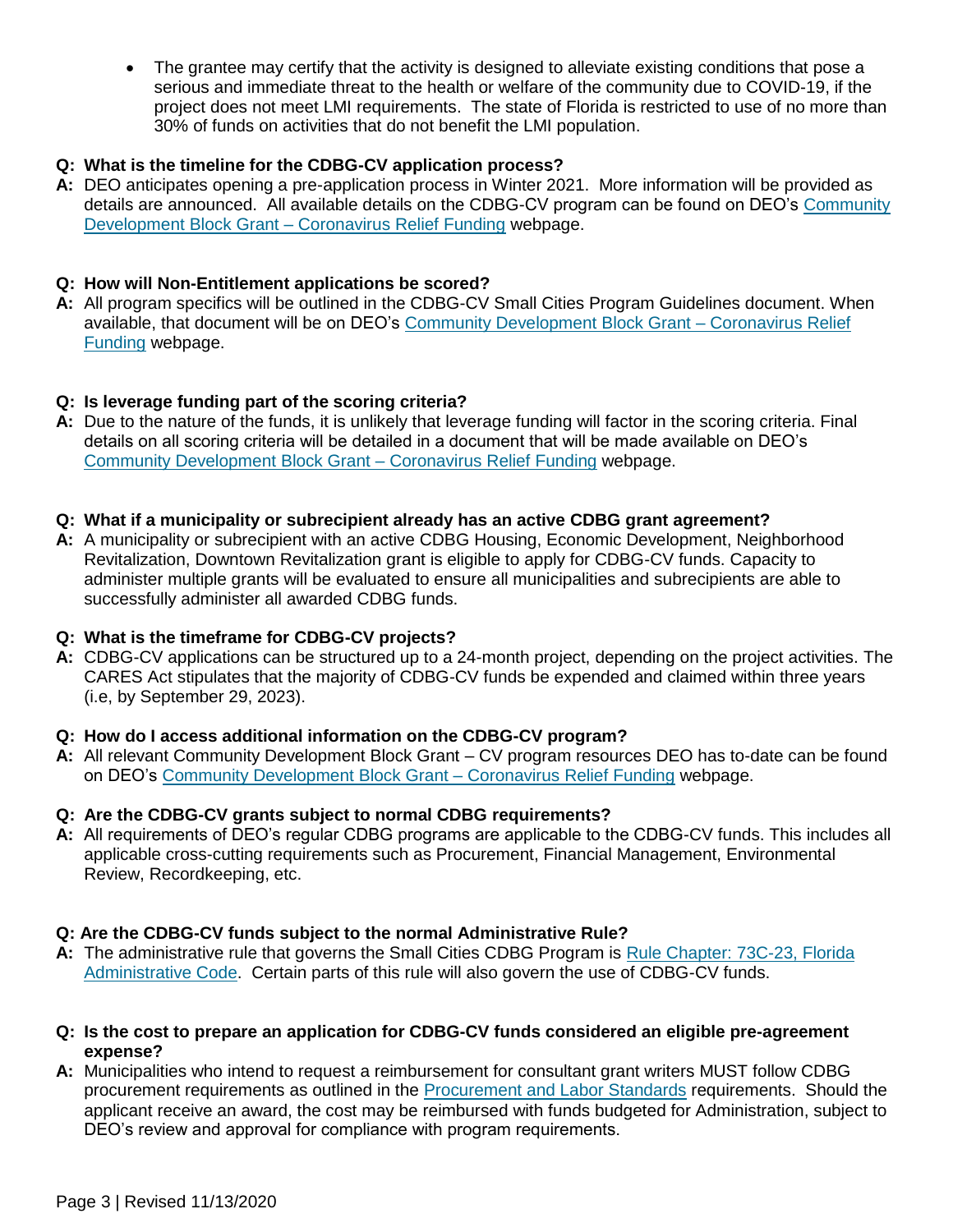- The grantee may certify that the activity is designed to alleviate existing conditions that pose a serious and immediate threat to the health or welfare of the community due to COVID-19, if the project does not meet LMI requirements. The state of Florida is restricted to use of no more than 30% of funds on activities that do not benefit the LMI population.

**Q: What is the timeline for the CDBG-CV application process?**

**A:** DEO anticipates opening a pre-application process in Winter 2021. More information will be provided as details are announced. All available details on the CDBG-CV program can be found on DEO's Community Development Block Grant – Coronavirus Relief Funding webpage.

**Q: How will Non-Entitlement applications be scored?**

**A:** All program specifics will be outlined in the CDBG-CV Small Cities Program Guidelines document. When available, that document will be on DEO's Community Development Block Grant – Coronavirus Relief Funding webpage.

**Q: Is leverage funding part of the scoring criteria?**

**A:** Due to the nature of the funds, it is unlikely that leverage funding will factor in the scoring criteria. Final details on all scoring criteria will be detailed in a document that will be made available on DEO's Community Development Block Grant – Coronavirus Relief Funding webpage.

**Q: What if a municipality or subrecipient already has an active CDBG grant agreement?**

**A:** A municipality or subrecipient with an active CDBG Housing, Economic Development, Neighborhood Revitalization, Downtown Revitalization grant is eligible to apply for CDBG-CV funds. Capacity to administer multiple grants will be evaluated to ensure all municipalities and subrecipients are able to successfully administer all awarded CDBG funds.

**Q: What is the timeframe for CDBG-CV projects?**

**A:** CDBG-CV applications can be structured up to a 24-month project, depending on the project activities. The CARES Act stipulates that the majority of CDBG-CV funds be expended and claimed within three years (i.e, by September 29, 2023).

**Q: How do I access additional information on the CDBG-CV program?**

**A:** All relevant Community Development Block Grant – CV program resources DEO has to-date can be found on DEO's Community Development Block Grant – Coronavirus Relief Funding webpage.

**Q: Are the CDBG-CV grants subject to normal CDBG requirements?**

**A:** All requirements of DEO's regular CDBG programs are applicable to the CDBG-CV funds. This includes all applicable cross-cutting requirements such as Procurement, Financial Management, Environmental Review, Recordkeeping, etc.

**Q: Are the CDBG-CV funds subject to the normal Administrative Rule?**

**A:** The administrative rule that governs the Small Cities CDBG Program is Rule Chapter: 73C-23, Florida Administrative Code. Certain parts of this rule will also govern the use of CDBG-CV funds.

**Q: Is the cost to prepare an application for CDBG-CV funds considered an eligible pre-agreement expense?**

**A:** Municipalities who intend to request a reimbursement for consultant grant writers MUST follow CDBG procurement requirements as outlined in the Procurement and Labor Standards requirements. Should the applicant receive an award, the cost may be reimbursed with funds budgeted for Administration, subject to DEO's review and approval for compliance with program requirements.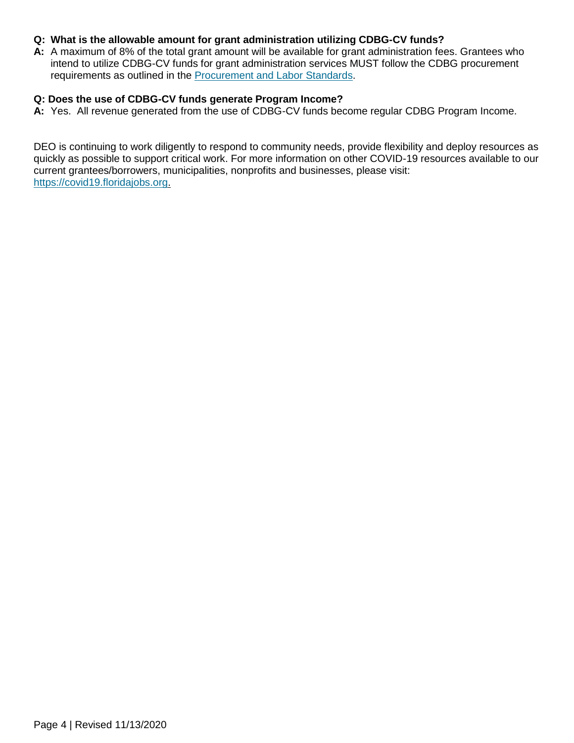**Q: What is the allowable amount for grant administration utilizing CDBG-CV funds?**

**A:** A maximum of 8% of the total grant amount will be available for grant administration fees. Grantees who intend to utilize CDBG-CV funds for grant administration services MUST follow the CDBG procurement requirements as outlined in the Procurement and Labor Standards.

**Q: Does the use of CDBG-CV funds generate Program Income?**

**A:** Yes. All revenue generated from the use of CDBG-CV funds become regular CDBG Program Income.

DEO is continuing to work diligently to respond to community needs, provide flexibility and deploy resources as quickly as possible to support critical work. For more information on other COVID-19 resources available to our current grantees/borrowers, municipalities, nonprofits and businesses, please visit: https://covid19.floridajobs.org.